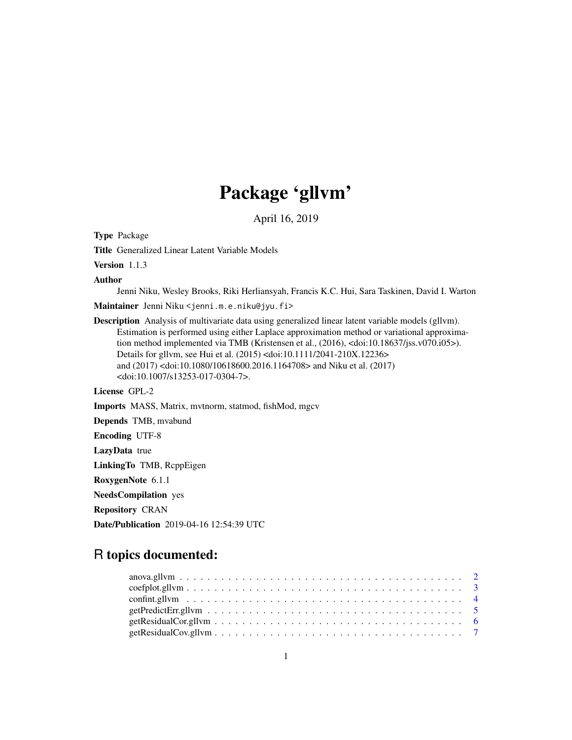# Package 'gllvm'

April 16, 2019

**Type** Package

**Title** Generalized Linear Latent Variable Models

**Version** 1.1.3

**Author**
Jenni Niku, Wesley Brooks, Riki Herliansyah, Francis K.C. Hui, Sara Taskinen, David I. Warton

**Maintainer** Jenni Niku <jenni.m.e.niku@jyu.fi>

**Description** Analysis of multivariate data using generalized linear latent variable models (gllvm). Estimation is performed using either Laplace approximation method or variational approximation method implemented via TMB (Kristensen et al., (2016), <doi:10.18637/jss.v070.i05>). Details for gllvm, see Hui et al. (2015) <doi:10.1111/2041-210X.12236> and (2017) <doi:10.1080/10618600.2016.1164708> and Niku et al. (2017) <doi:10.1007/s13253-017-0304-7>.

**License** GPL-2

**Imports** MASS, Matrix, mvtnorm, statmod, fishMod, mgcv

**Depends** TMB, mvabund

**Encoding** UTF-8

**LazyData** true

**LinkingTo** TMB, RcppEigen

**RoxygenNote** 6.1.1

**NeedsCompilation** yes

**Repository** CRAN

**Date/Publication** 2019-04-16 12:54:39 UTC

## R topics documented:

- anova.gllvm . . . . . . . . . . . . . . . . . . . . . . . . . . . . . . . . . . . . . . . . 2
- coefplot.gllvm . . . . . . . . . . . . . . . . . . . . . . . . . . . . . . . . . . . . . . . 3
- confint.gllvm . . . . . . . . . . . . . . . . . . . . . . . . . . . . . . . . . . . . . . . 4
- getPredictErr.gllvm . . . . . . . . . . . . . . . . . . . . . . . . . . . . . . . . . . . . 5
- getResidualCor.gllvm . . . . . . . . . . . . . . . . . . . . . . . . . . . . . . . . . . . 6
- getResidualCov.gllvm . . . . . . . . . . . . . . . . . . . . . . . . . . . . . . . . . . . 7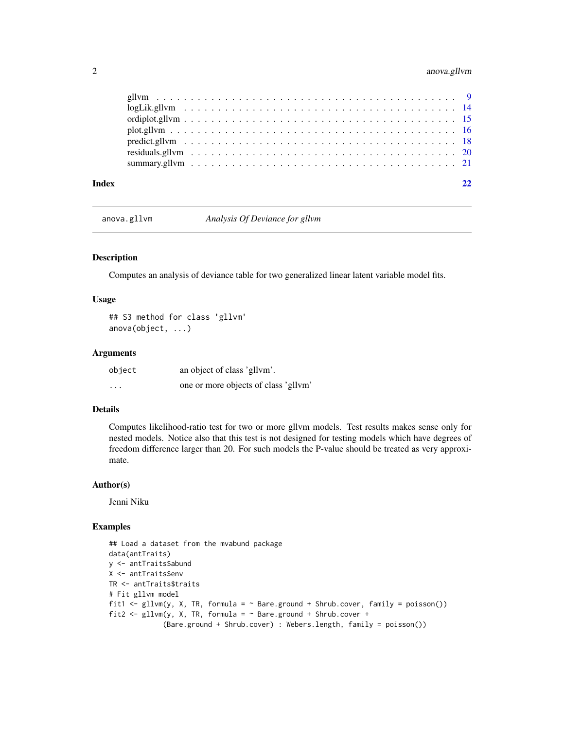gllvm . . . . . . . . . . . . . . . . . . . . . . . . . . . . . . . . . . . . . . . . . 9
logLik.gllvm . . . . . . . . . . . . . . . . . . . . . . . . . . . . . . . . . . . . . 14
ordiplot.gllvm . . . . . . . . . . . . . . . . . . . . . . . . . . . . . . . . . . . . 15
plot.gllvm . . . . . . . . . . . . . . . . . . . . . . . . . . . . . . . . . . . . . . 16
predict.gllvm . . . . . . . . . . . . . . . . . . . . . . . . . . . . . . . . . . . . . 18
residuals.gllvm . . . . . . . . . . . . . . . . . . . . . . . . . . . . . . . . . . . 20
summary.gllvm . . . . . . . . . . . . . . . . . . . . . . . . . . . . . . . . . . . . 21

**Index** **22**

---

## anova.gllvm — *Analysis Of Deviance for gllvm*

### Description

Computes an analysis of deviance table for two generalized linear latent variable model fits.

### Usage

```
## S3 method for class 'gllvm'
anova(object, ...)
```

### Arguments

| | |
|---|---|
| object | an object of class 'gllvm'. |
| ... | one or more objects of class 'gllvm' |

### Details

Computes likelihood-ratio test for two or more gllvm models. Test results makes sense only for nested models. Notice also that this test is not designed for testing models which have degrees of freedom difference larger than 20. For such models the P-value should be treated as very approximate.

### Author(s)

Jenni Niku

### Examples

```
## Load a dataset from the mvabund package
data(antTraits)
y <- antTraits$abund
X <- antTraits$env
TR <- antTraits$traits
# Fit gllvm model
fit1 <- gllvm(y, X, TR, formula = ~ Bare.ground + Shrub.cover, family = poisson())
fit2 <- gllvm(y, X, TR, formula = ~ Bare.ground + Shrub.cover +
             (Bare.ground + Shrub.cover) : Webers.length, family = poisson())
```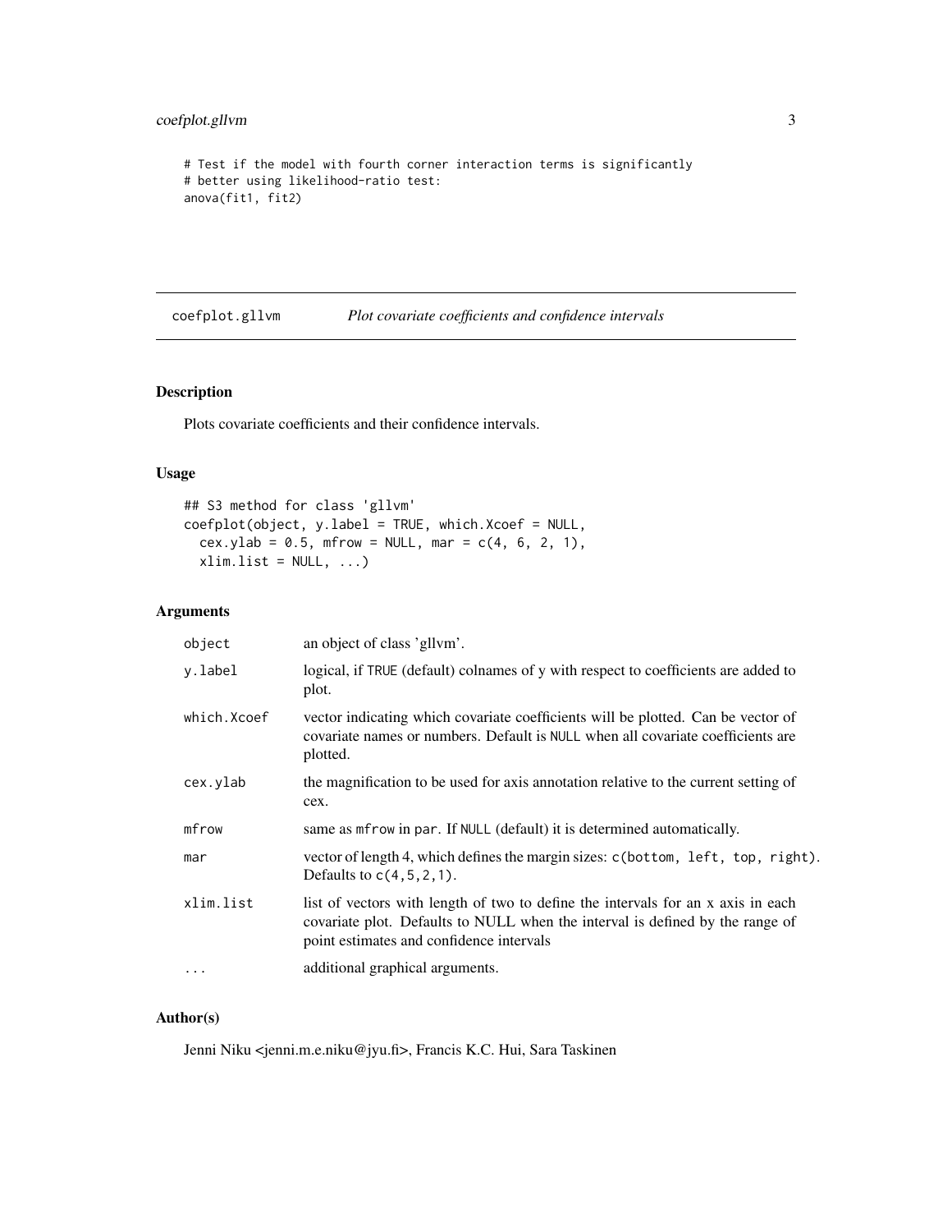```
# Test if the model with fourth corner interaction terms is significantly
# better using likelihood-ratio test:
anova(fit1, fit2)
```

## coefplot.gllvm — *Plot covariate coefficients and confidence intervals*

### Description

Plots covariate coefficients and their confidence intervals.

### Usage

```
## S3 method for class 'gllvm'
coefplot(object, y.label = TRUE, which.Xcoef = NULL,
  cex.ylab = 0.5, mfrow = NULL, mar = c(4, 6, 2, 1),
  xlim.list = NULL, ...)
```

### Arguments

| | |
|---|---|
| `object` | an object of class 'gllvm'. |
| `y.label` | logical, if `TRUE` (default) colnames of y with respect to coefficients are added to plot. |
| `which.Xcoef` | vector indicating which covariate coefficients will be plotted. Can be vector of covariate names or numbers. Default is `NULL` when all covariate coefficients are plotted. |
| `cex.ylab` | the magnification to be used for axis annotation relative to the current setting of cex. |
| `mfrow` | same as `mfrow` in `par`. If `NULL` (default) it is determined automatically. |
| `mar` | vector of length 4, which defines the margin sizes: `c(bottom, left, top, right)`. Defaults to `c(4,5,2,1)`. |
| `xlim.list` | list of vectors with length of two to define the intervals for an x axis in each covariate plot. Defaults to NULL when the interval is defined by the range of point estimates and confidence intervals |
| `...` | additional graphical arguments. |

### Author(s)

Jenni Niku <jenni.m.e.niku@jyu.fi>, Francis K.C. Hui, Sara Taskinen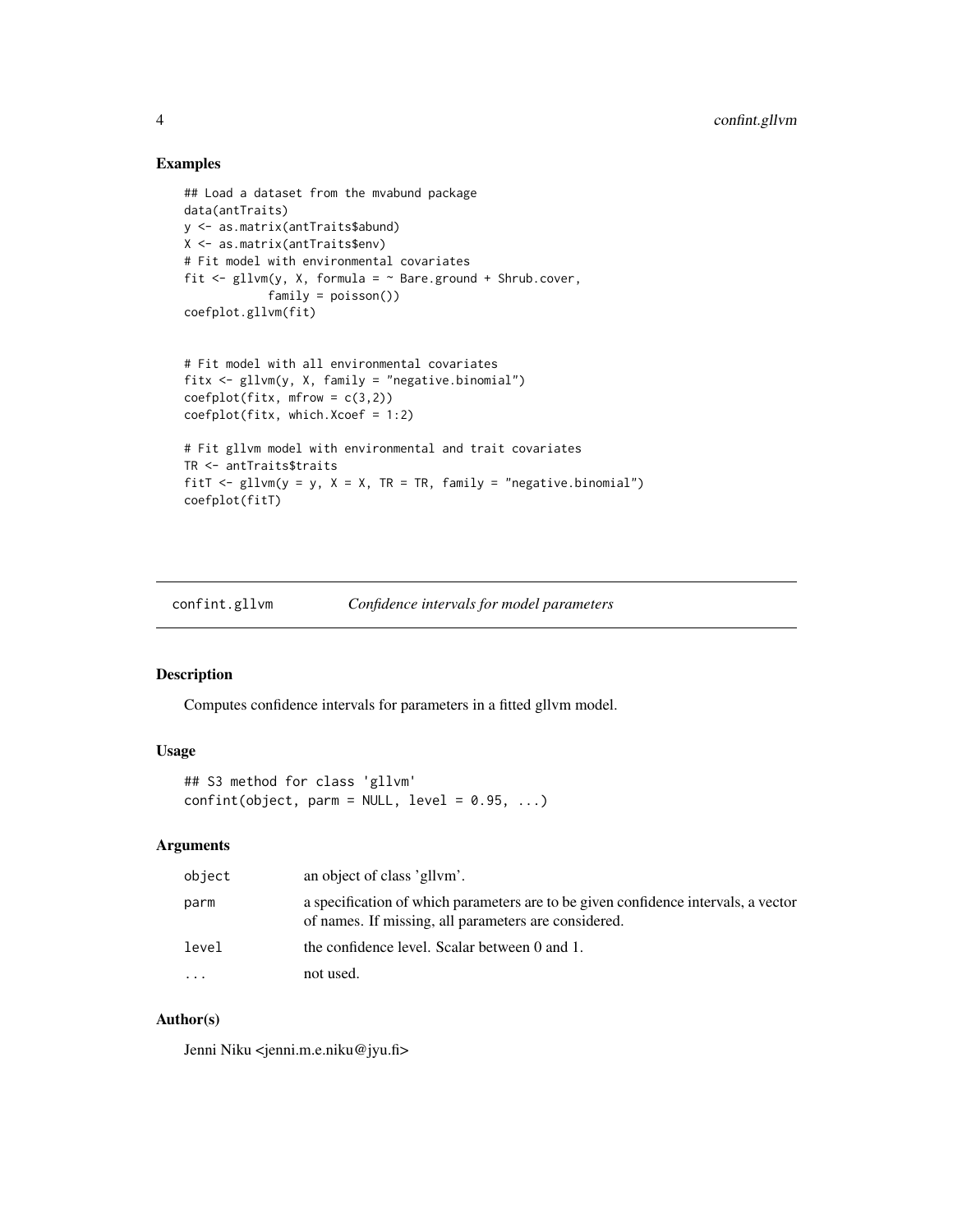## Examples

```
## Load a dataset from the mvabund package
data(antTraits)
y <- as.matrix(antTraits$abund)
X <- as.matrix(antTraits$env)
# Fit model with environmental covariates
fit <- gllvm(y, X, formula = ~ Bare.ground + Shrub.cover,
            family = poisson())
coefplot.gllvm(fit)


# Fit model with all environmental covariates
fitx <- gllvm(y, X, family = "negative.binomial")
coefplot(fitx, mfrow = c(3,2))
coefplot(fitx, which.Xcoef = 1:2)

# Fit gllvm model with environmental and trait covariates
TR <- antTraits$traits
fitT <- gllvm(y = y, X = X, TR = TR, family = "negative.binomial")
coefplot(fitT)
```

---

# confint.gllvm — *Confidence intervals for model parameters*

## Description

Computes confidence intervals for parameters in a fitted gllvm model.

## Usage

```
## S3 method for class 'gllvm'
confint(object, parm = NULL, level = 0.95, ...)
```

## Arguments

| | |
|---|---|
| `object` | an object of class 'gllvm'. |
| `parm` | a specification of which parameters are to be given confidence intervals, a vector of names. If missing, all parameters are considered. |
| `level` | the confidence level. Scalar between 0 and 1. |
| `...` | not used. |

## Author(s)

Jenni Niku <jenni.m.e.niku@jyu.fi>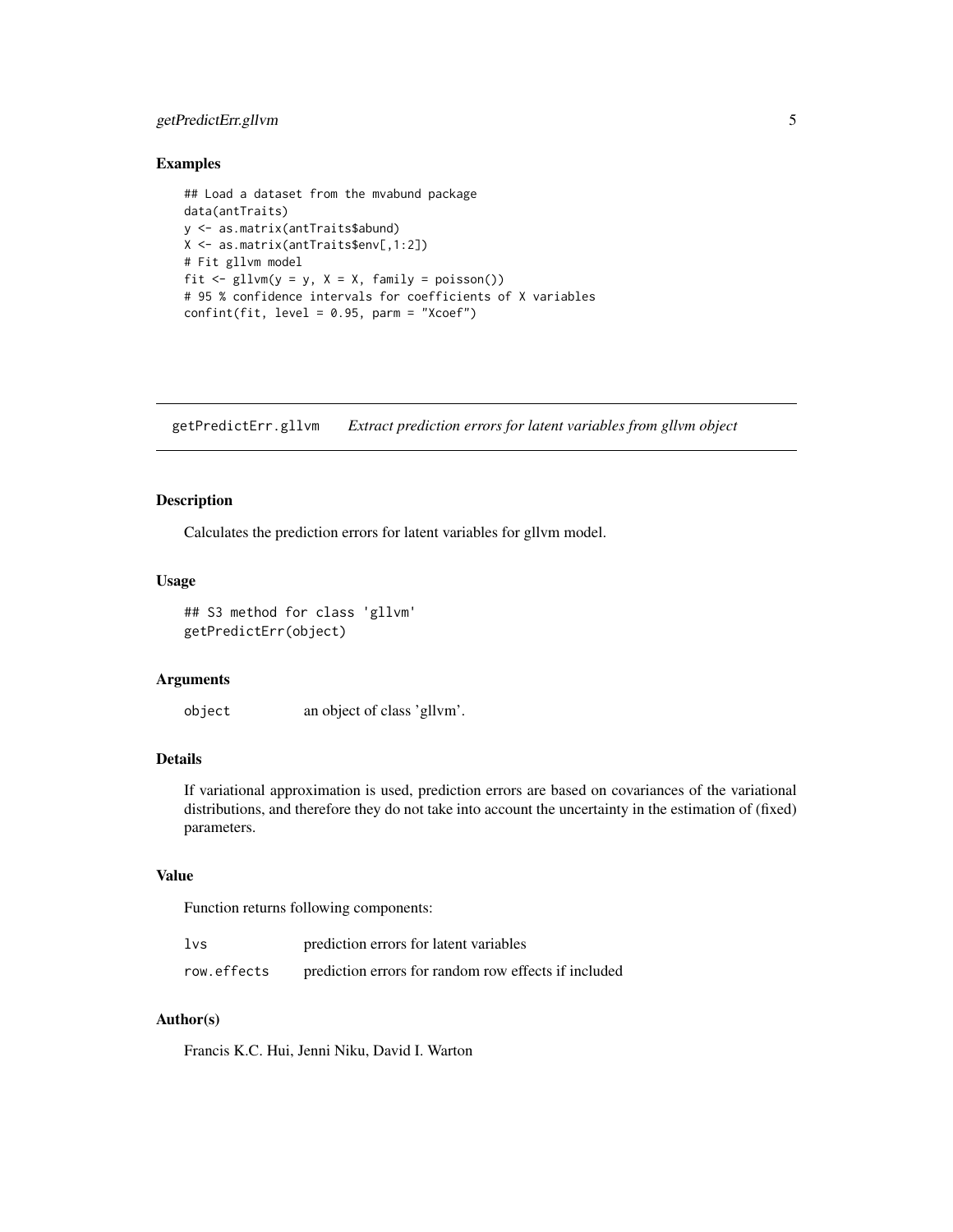### Examples

```
## Load a dataset from the mvabund package
data(antTraits)
y <- as.matrix(antTraits$abund)
X <- as.matrix(antTraits$env[,1:2])
# Fit gllvm model
fit <- gllvm(y = y, X = X, family = poisson())
# 95 % confidence intervals for coefficients of X variables
confint(fit, level = 0.95, parm = "Xcoef")
```

---

## getPredictErr.gllvm — *Extract prediction errors for latent variables from gllvm object*

---

### Description

Calculates the prediction errors for latent variables for gllvm model.

### Usage

```
## S3 method for class 'gllvm'
getPredictErr(object)
```

### Arguments

| | |
|---|---|
| `object` | an object of class 'gllvm'. |

### Details

If variational approximation is used, prediction errors are based on covariances of the variational distributions, and therefore they do not take into account the uncertainty in the estimation of (fixed) parameters.

### Value

Function returns following components:

| | |
|---|---|
| `lvs` | prediction errors for latent variables |
| `row.effects` | prediction errors for random row effects if included |

### Author(s)

Francis K.C. Hui, Jenni Niku, David I. Warton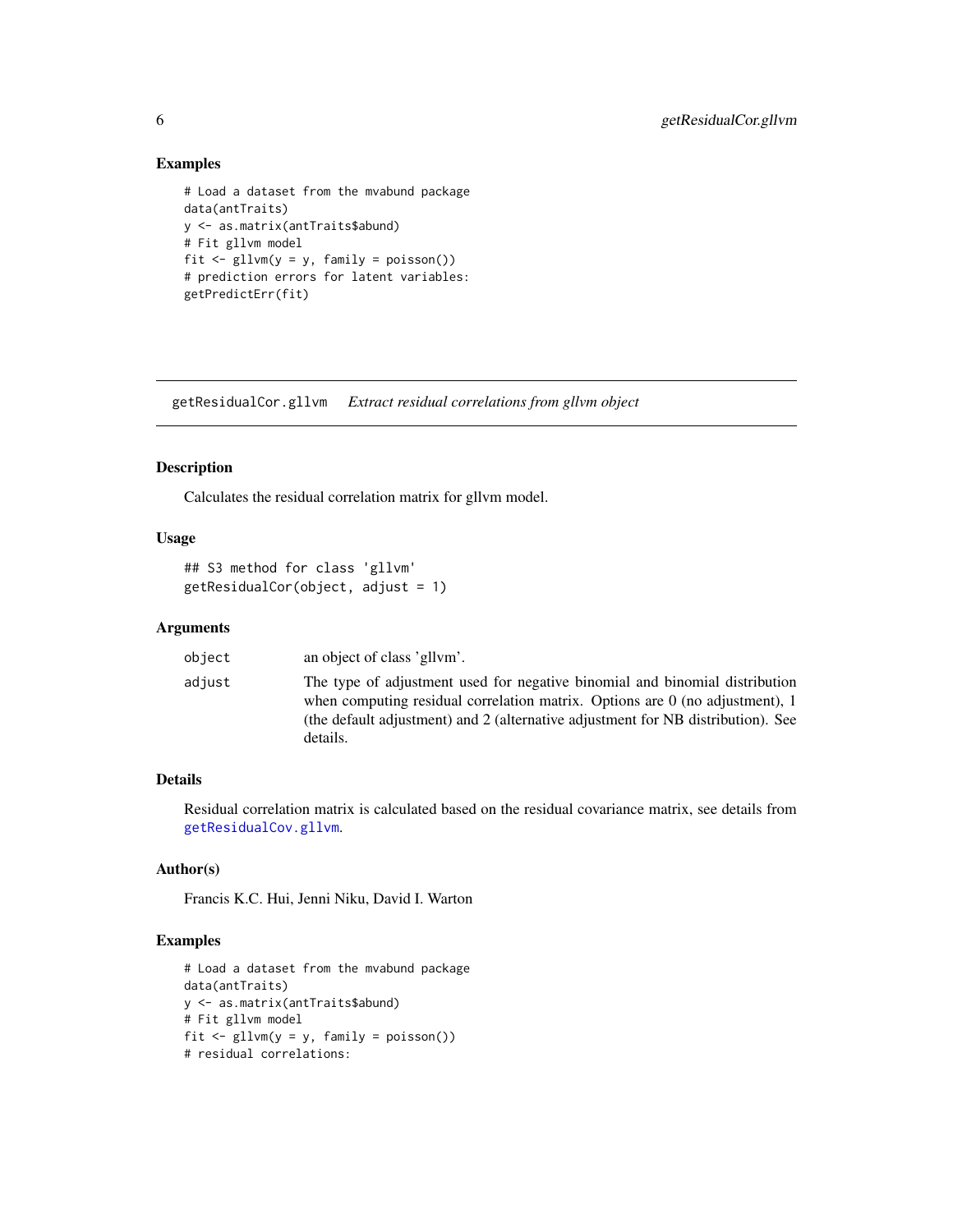## Examples

```
# Load a dataset from the mvabund package
data(antTraits)
y <- as.matrix(antTraits$abund)
# Fit gllvm model
fit <- gllvm(y = y, family = poisson())
# prediction errors for latent variables:
getPredictErr(fit)
```

---

# getResidualCor.gllvm *Extract residual correlations from gllvm object*

## Description

Calculates the residual correlation matrix for gllvm model.

## Usage

```
## S3 method for class 'gllvm'
getResidualCor(object, adjust = 1)
```

## Arguments

| | |
|---|---|
| `object` | an object of class 'gllvm'. |
| `adjust` | The type of adjustment used for negative binomial and binomial distribution when computing residual correlation matrix. Options are 0 (no adjustment), 1 (the default adjustment) and 2 (alternative adjustment for NB distribution). See details. |

## Details

Residual correlation matrix is calculated based on the residual covariance matrix, see details from `getResidualCov.gllvm`.

## Author(s)

Francis K.C. Hui, Jenni Niku, David I. Warton

## Examples

```
# Load a dataset from the mvabund package
data(antTraits)
y <- as.matrix(antTraits$abund)
# Fit gllvm model
fit <- gllvm(y = y, family = poisson())
# residual correlations:
```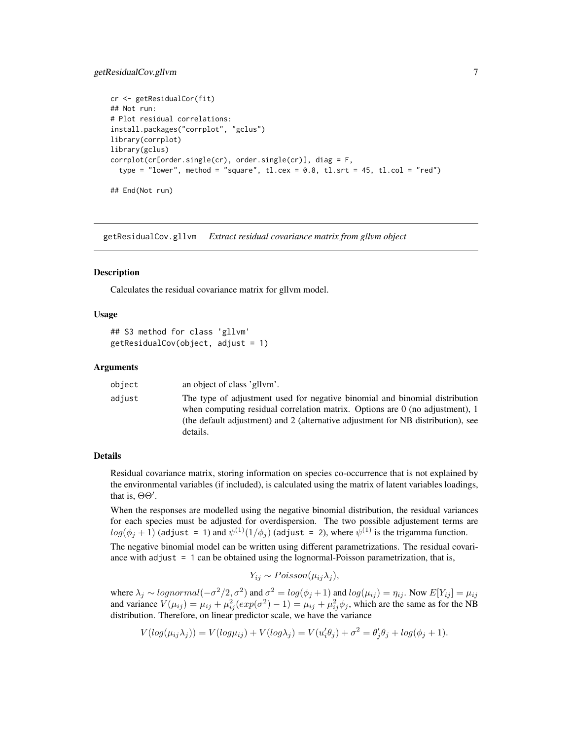```
cr <- getResidualCor(fit)
## Not run:
# Plot residual correlations:
install.packages("corrplot", "gclus")
library(corrplot)
library(gclus)
corrplot(cr[order.single(cr), order.single(cr)], diag = F,
  type = "lower", method = "square", tl.cex = 0.8, tl.srt = 45, tl.col = "red")

## End(Not run)
```

---

## getResidualCov.gllvm *Extract residual covariance matrix from gllvm object*

### Description

Calculates the residual covariance matrix for gllvm model.

### Usage

```
## S3 method for class 'gllvm'
getResidualCov(object, adjust = 1)
```

### Arguments

| | |
|---|---|
| `object` | an object of class 'gllvm'. |
| `adjust` | The type of adjustment used for negative binomial and binomial distribution when computing residual correlation matrix. Options are 0 (no adjustment), 1 (the default adjustment) and 2 (alternative adjustment for NB distribution), see details. |

### Details

Residual covariance matrix, storing information on species co-occurrence that is not explained by the environmental variables (if included), is calculated using the matrix of latent variables loadings, that is, $\Theta\Theta'$.

When the responses are modelled using the negative binomial distribution, the residual variances for each species must be adjusted for overdispersion. The two possible adjustement terms are $log(\phi_j + 1)$ (`adjust = 1`) and $\psi^{(1)}(1/\phi_j)$ (`adjust = 2`), where $\psi^{(1)}$ is the trigamma function.

The negative binomial model can be written using different parametrizations. The residual covariance with `adjust = 1` can be obtained using the lognormal-Poisson parametrization, that is,

$$Y_{ij} \sim Poisson(\mu_{ij}\lambda_j),$$

where $\lambda_j \sim lognormal(-\sigma^2/2, \sigma^2)$ and $\sigma^2 = log(\phi_j + 1)$ and $log(\mu_{ij}) = \eta_{ij}$. Now $E[Y_{ij}] = \mu_{ij}$ and variance $V(\mu_{ij}) = \mu_{ij} + \mu_{ij}^2(exp(\sigma^2) - 1) = \mu_{ij} + \mu_{ij}^2\phi_j$, which are the same as for the NB distribution. Therefore, on linear predictor scale, we have the variance

$$V(log(\mu_{ij}\lambda_j)) = V(log\mu_{ij}) + V(log\lambda_j) = V(u_i'\theta_j) + \sigma^2 = \theta_j'\theta_j + log(\phi_j + 1).$$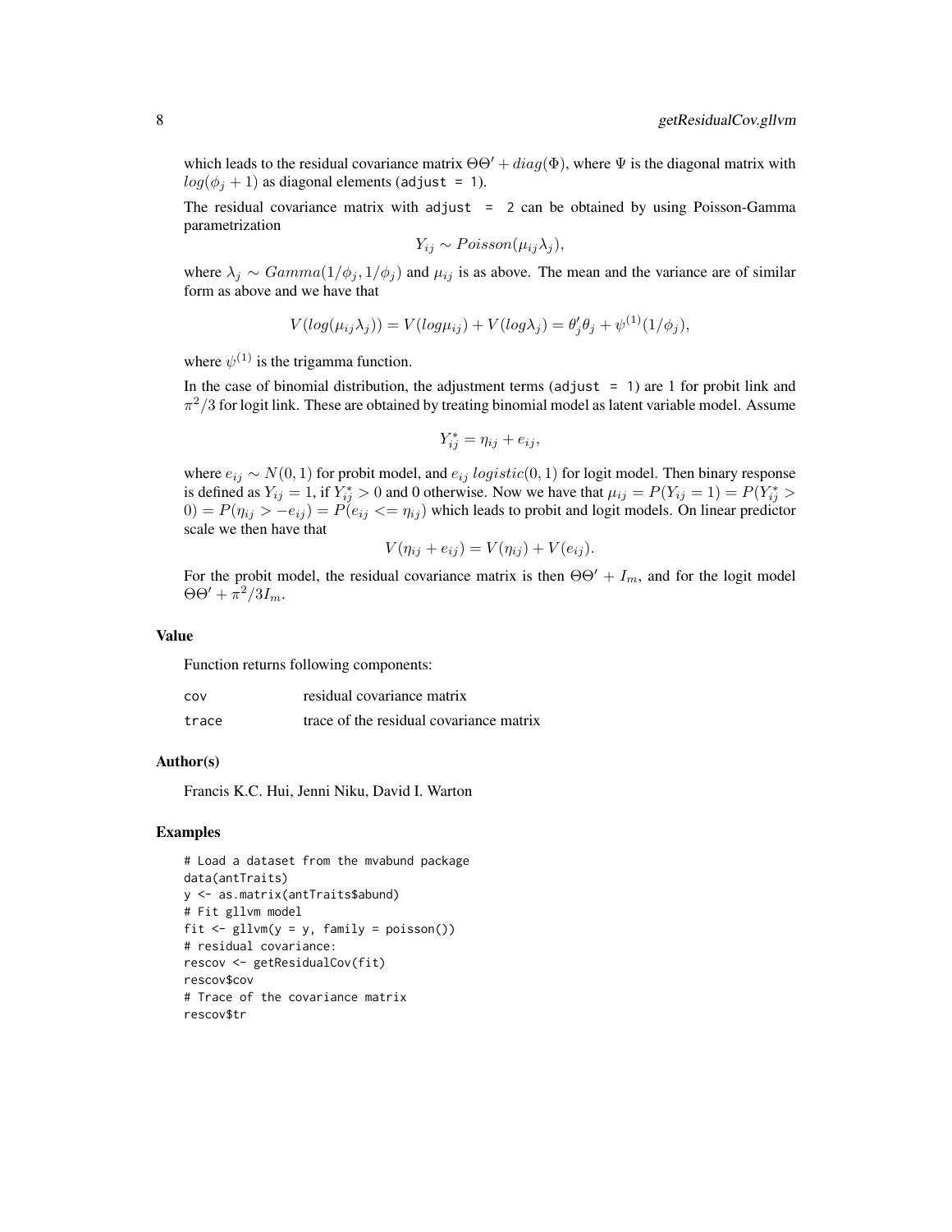which leads to the residual covariance matrix $\Theta\Theta' + diag(\Phi)$, where $\Psi$ is the diagonal matrix with $log(\phi_j + 1)$ as diagonal elements (`adjust = 1`).

The residual covariance matrix with `adjust = 2` can be obtained by using Poisson-Gamma parametrization

$$Y_{ij} \sim Poisson(\mu_{ij}\lambda_j),$$

where $\lambda_j \sim Gamma(1/\phi_j, 1/\phi_j)$ and $\mu_{ij}$ is as above. The mean and the variance are of similar form as above and we have that

$$V(log(\mu_{ij}\lambda_j)) = V(log\mu_{ij}) + V(log\lambda_j) = \theta_j'\theta_j + \psi^{(1)}(1/\phi_j),$$

where $\psi^{(1)}$ is the trigamma function.

In the case of binomial distribution, the adjustment terms (`adjust = 1`) are 1 for probit link and $\pi^2/3$ for logit link. These are obtained by treating binomial model as latent variable model. Assume

$$Y_{ij}^* = \eta_{ij} + e_{ij},$$

where $e_{ij} \sim N(0,1)$ for probit model, and $e_{ij}$ $logistic(0,1)$ for logit model. Then binary response is defined as $Y_{ij} = 1$, if $Y_{ij}^* > 0$ and 0 otherwise. Now we have that $\mu_{ij} = P(Y_{ij} = 1) = P(Y_{ij}^* > 0) = P(\eta_{ij} > -e_{ij}) = P(e_{ij} <= \eta_{ij})$ which leads to probit and logit models. On linear predictor scale we then have that

$$V(\eta_{ij} + e_{ij}) = V(\eta_{ij}) + V(e_{ij}).$$

For the probit model, the residual covariance matrix is then $\Theta\Theta' + I_m$, and for the logit model $\Theta\Theta' + \pi^2/3I_m$.

### Value

Function returns following components:

| | |
|---|---|
| `cov` | residual covariance matrix |
| `trace` | trace of the residual covariance matrix |

### Author(s)

Francis K.C. Hui, Jenni Niku, David I. Warton

### Examples

```
# Load a dataset from the mvabund package
data(antTraits)
y <- as.matrix(antTraits$abund)
# Fit gllvm model
fit <- gllvm(y = y, family = poisson())
# residual covariance:
rescov <- getResidualCov(fit)
rescov$cov
# Trace of the covariance matrix
rescov$tr
```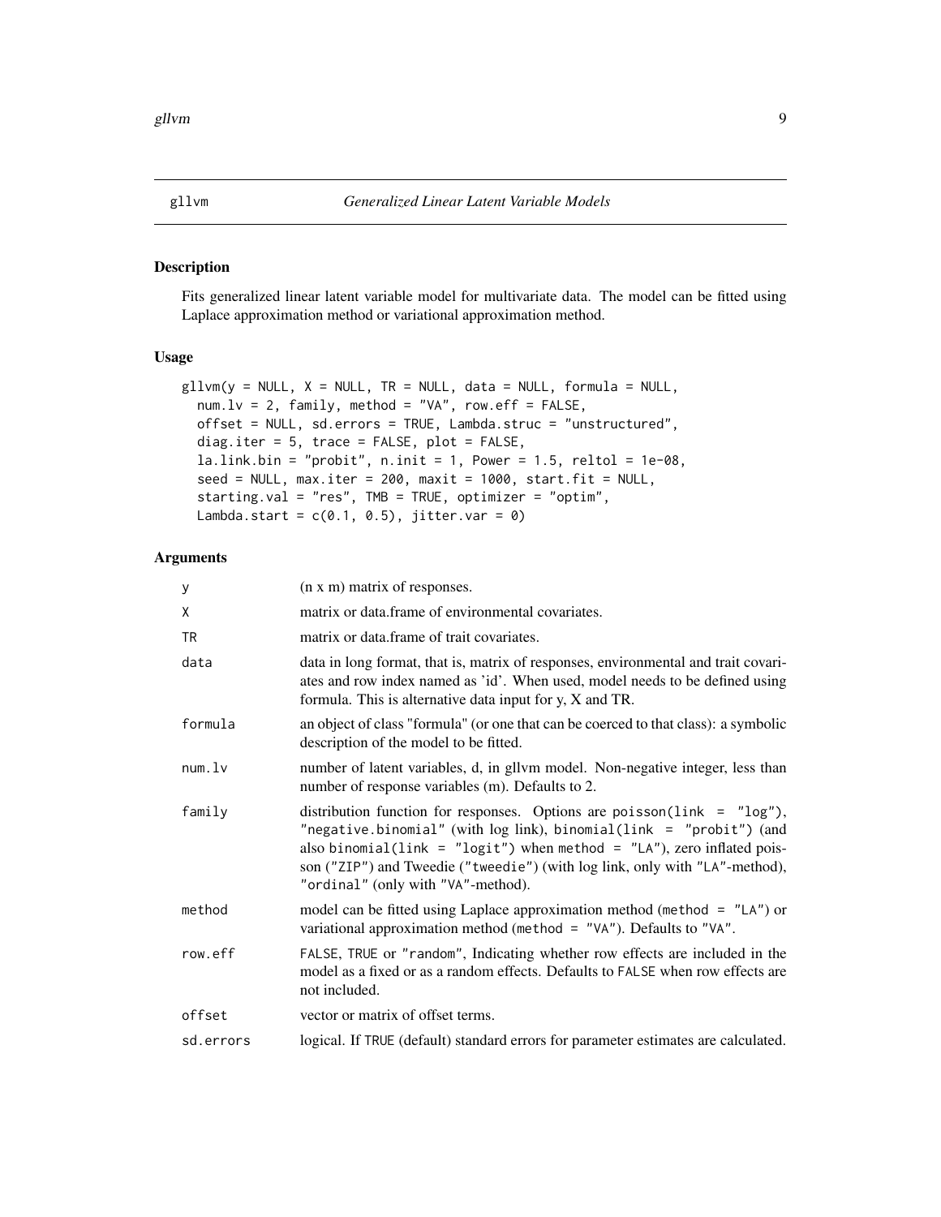gllvm *Generalized Linear Latent Variable Models*

## Description

Fits generalized linear latent variable model for multivariate data. The model can be fitted using Laplace approximation method or variational approximation method.

## Usage

```
gllvm(y = NULL, X = NULL, TR = NULL, data = NULL, formula = NULL,
  num.lv = 2, family, method = "VA", row.eff = FALSE,
  offset = NULL, sd.errors = TRUE, Lambda.struc = "unstructured",
  diag.iter = 5, trace = FALSE, plot = FALSE,
  la.link.bin = "probit", n.init = 1, Power = 1.5, reltol = 1e-08,
  seed = NULL, max.iter = 200, maxit = 1000, start.fit = NULL,
  starting.val = "res", TMB = TRUE, optimizer = "optim",
  Lambda.start = c(0.1, 0.5), jitter.var = 0)
```

## Arguments

| Argument | Description |
|---|---|
| `y` | (n x m) matrix of responses. |
| `X` | matrix or data.frame of environmental covariates. |
| `TR` | matrix or data.frame of trait covariates. |
| `data` | data in long format, that is, matrix of responses, environmental and trait covariates and row index named as 'id'. When used, model needs to be defined using formula. This is alternative data input for y, X and TR. |
| `formula` | an object of class "formula" (or one that can be coerced to that class): a symbolic description of the model to be fitted. |
| `num.lv` | number of latent variables, d, in gllvm model. Non-negative integer, less than number of response variables (m). Defaults to 2. |
| `family` | distribution function for responses. Options are `poisson(link = "log")`, `"negative.binomial"` (with log link), `binomial(link = "probit")` (and also `binomial(link = "logit")` when `method = "LA"`), zero inflated poisson (`"ZIP"`) and Tweedie (`"tweedie"`) (with log link, only with `"LA"`-method), `"ordinal"` (only with `"VA"`-method). |
| `method` | model can be fitted using Laplace approximation method (`method = "LA"`) or variational approximation method (`method = "VA"`). Defaults to `"VA"`. |
| `row.eff` | `FALSE`, `TRUE` or `"random"`, Indicating whether row effects are included in the model as a fixed or as a random effects. Defaults to `FALSE` when row effects are not included. |
| `offset` | vector or matrix of offset terms. |
| `sd.errors` | logical. If `TRUE` (default) standard errors for parameter estimates are calculated. |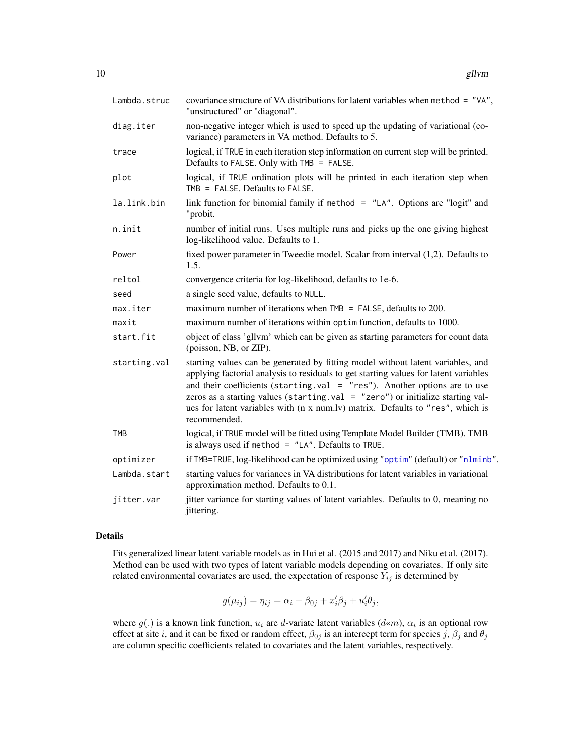| | |
|---|---|
| `Lambda.struc` | covariance structure of VA distributions for latent variables when `method = "VA"`, "unstructured" or "diagonal". |
| `diag.iter` | non-negative integer which is used to speed up the updating of variational (covariance) parameters in VA method. Defaults to 5. |
| `trace` | logical, if `TRUE` in each iteration step information on current step will be printed. Defaults to `FALSE`. Only with `TMB = FALSE`. |
| `plot` | logical, if `TRUE` ordination plots will be printed in each iteration step when `TMB = FALSE`. Defaults to `FALSE`. |
| `la.link.bin` | link function for binomial family if `method = "LA"`. Options are "logit" and "probit. |
| `n.init` | number of initial runs. Uses multiple runs and picks up the one giving highest log-likelihood value. Defaults to 1. |
| `Power` | fixed power parameter in Tweedie model. Scalar from interval (1,2). Defaults to 1.5. |
| `reltol` | convergence criteria for log-likelihood, defaults to 1e-6. |
| `seed` | a single seed value, defaults to `NULL`. |
| `max.iter` | maximum number of iterations when `TMB = FALSE`, defaults to 200. |
| `maxit` | maximum number of iterations within `optim` function, defaults to 1000. |
| `start.fit` | object of class 'gllvm' which can be given as starting parameters for count data (poisson, NB, or ZIP). |
| `starting.val` | starting values can be generated by fitting model without latent variables, and applying factorial analysis to residuals to get starting values for latent variables and their coefficients (`starting.val = "res"`). Another options are to use zeros as a starting values (`starting.val = "zero"`) or initialize starting values for latent variables with (n x num.lv) matrix. Defaults to `"res"`, which is recommended. |
| `TMB` | logical, if `TRUE` model will be fitted using Template Model Builder (TMB). TMB is always used if `method = "LA"`. Defaults to `TRUE`. |
| `optimizer` | if `TMB=TRUE`, log-likelihood can be optimized using "`optim`" (default) or "`nlminb`". |
| `Lambda.start` | starting values for variances in VA distributions for latent variables in variational approximation method. Defaults to 0.1. |
| `jitter.var` | jitter variance for starting values of latent variables. Defaults to 0, meaning no jittering. |

## Details

Fits generalized linear latent variable models as in Hui et al. (2015 and 2017) and Niku et al. (2017). Method can be used with two types of latent variable models depending on covariates. If only site related environmental covariates are used, the expectation of response $Y_{ij}$ is determined by

$$g(\mu_{ij}) = \eta_{ij} = \alpha_i + \beta_{0j} + x_i'\beta_j + u_i'\theta_j,$$

where $g(.)$ is a known link function, $u_i$ are $d$-variate latent variables ($d$«$m$), $\alpha_i$ is an optional row effect at site $i$, and it can be fixed or random effect, $\beta_{0j}$ is an intercept term for species $j$, $\beta_j$ and $\theta_j$ are column specific coefficients related to covariates and the latent variables, respectively.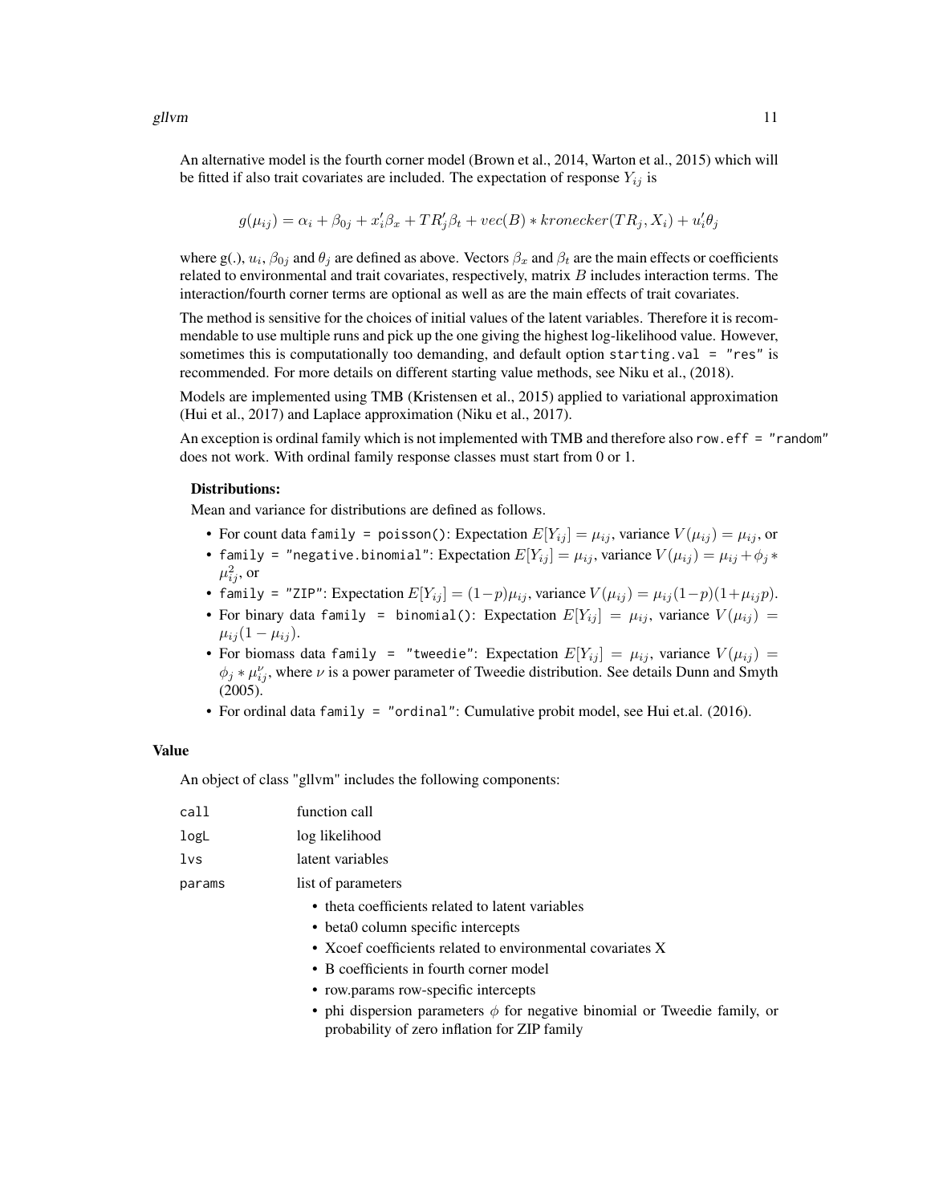An alternative model is the fourth corner model (Brown et al., 2014, Warton et al., 2015) which will be fitted if also trait covariates are included. The expectation of response $Y_{ij}$ is

$$g(\mu_{ij}) = \alpha_i + \beta_{0j} + x_i'\beta_x + TR_j'\beta_t + vec(B) * kronecker(TR_j, X_i) + u_i'\theta_j$$

where g(.), $u_i$, $\beta_{0j}$ and $\theta_j$ are defined as above. Vectors $\beta_x$ and $\beta_t$ are the main effects or coefficients related to environmental and trait covariates, respectively, matrix $B$ includes interaction terms. The interaction/fourth corner terms are optional as well as are the main effects of trait covariates.

The method is sensitive for the choices of initial values of the latent variables. Therefore it is recommendable to use multiple runs and pick up the one giving the highest log-likelihood value. However, sometimes this is computationally too demanding, and default option `starting.val = "res"` is recommended. For more details on different starting value methods, see Niku et al., (2018).

Models are implemented using TMB (Kristensen et al., 2015) applied to variational approximation (Hui et al., 2017) and Laplace approximation (Niku et al., 2017).

An exception is ordinal family which is not implemented with TMB and therefore also `row.eff = "random"` does not work. With ordinal family response classes must start from 0 or 1.

**Distributions:**

Mean and variance for distributions are defined as follows.

- For count data `family = poisson()`: Expectation $E[Y_{ij}] = \mu_{ij}$, variance $V(\mu_{ij}) = \mu_{ij}$, or
- `family = "negative.binomial"`: Expectation $E[Y_{ij}] = \mu_{ij}$, variance $V(\mu_{ij}) = \mu_{ij} + \phi_j * \mu_{ij}^2$, or
- `family = "ZIP"`: Expectation $E[Y_{ij}] = (1-p)\mu_{ij}$, variance $V(\mu_{ij}) = \mu_{ij}(1-p)(1+\mu_{ij}p)$.
- For binary data `family = binomial()`: Expectation $E[Y_{ij}] = \mu_{ij}$, variance $V(\mu_{ij}) = \mu_{ij}(1-\mu_{ij})$.
- For biomass data `family = "tweedie"`: Expectation $E[Y_{ij}] = \mu_{ij}$, variance $V(\mu_{ij}) = \phi_j * \mu_{ij}^{\nu}$, where $\nu$ is a power parameter of Tweedie distribution. See details Dunn and Smyth (2005).
- For ordinal data `family = "ordinal"`: Cumulative probit model, see Hui et.al. (2016).

## Value

An object of class "gllvm" includes the following components:

| | |
|---|---|
| `call` | function call |
| `logL` | log likelihood |
| `lvs` | latent variables |
| `params` | list of parameters |

- theta coefficients related to latent variables
- beta0 column specific intercepts
- Xcoef coefficients related to environmental covariates X
- B coefficients in fourth corner model
- row.params row-specific intercepts
- phi dispersion parameters $\phi$ for negative binomial or Tweedie family, or probability of zero inflation for ZIP family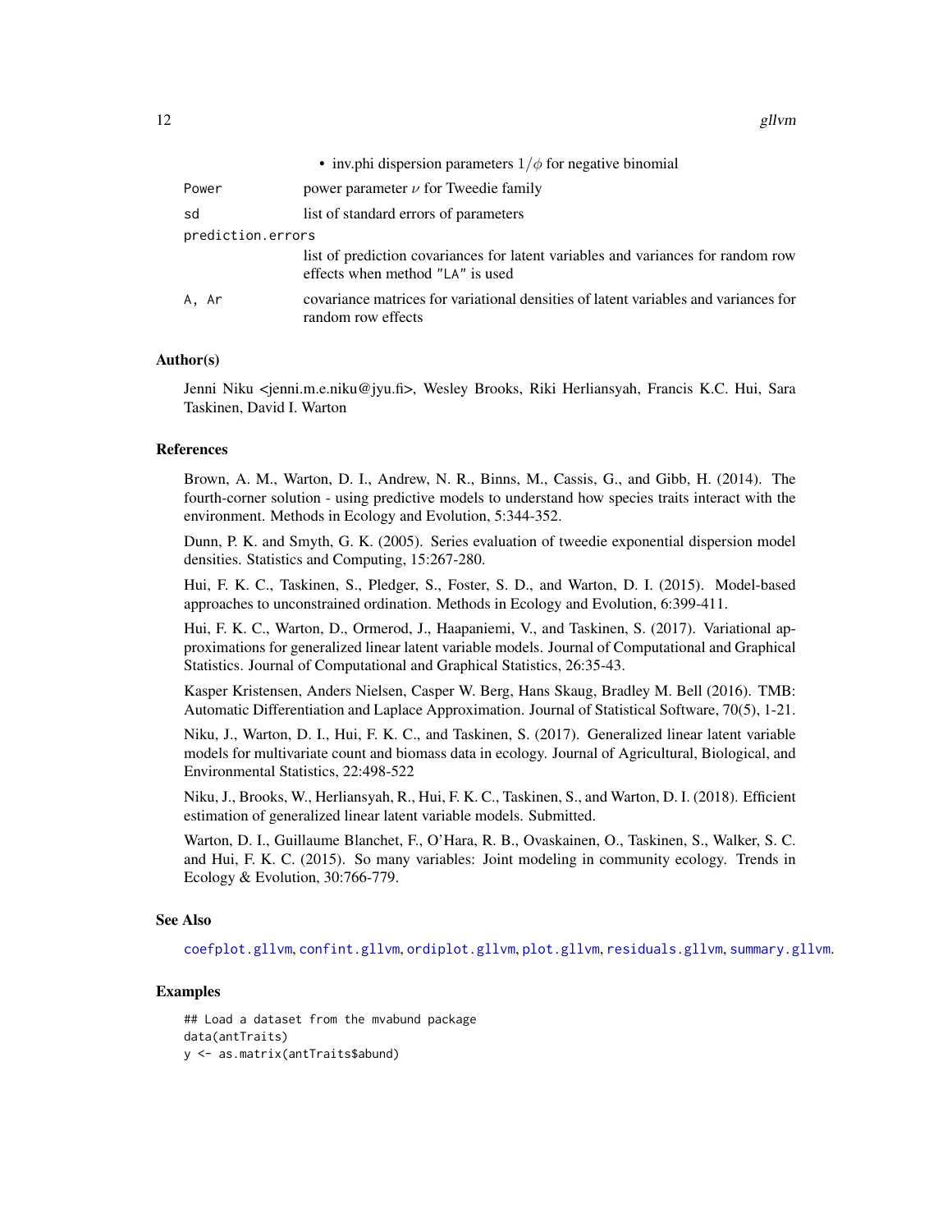- inv.phi dispersion parameters $1/\phi$ for negative binomial

Power
: power parameter $\nu$ for Tweedie family

sd
: list of standard errors of parameters

prediction.errors
: list of prediction covariances for latent variables and variances for random row effects when method "LA" is used

A, Ar
: covariance matrices for variational densities of latent variables and variances for random row effects

## Author(s)

Jenni Niku <jenni.m.e.niku@jyu.fi>, Wesley Brooks, Riki Herliansyah, Francis K.C. Hui, Sara Taskinen, David I. Warton

## References

Brown, A. M., Warton, D. I., Andrew, N. R., Binns, M., Cassis, G., and Gibb, H. (2014). The fourth-corner solution - using predictive models to understand how species traits interact with the environment. Methods in Ecology and Evolution, 5:344-352.

Dunn, P. K. and Smyth, G. K. (2005). Series evaluation of tweedie exponential dispersion model densities. Statistics and Computing, 15:267-280.

Hui, F. K. C., Taskinen, S., Pledger, S., Foster, S. D., and Warton, D. I. (2015). Model-based approaches to unconstrained ordination. Methods in Ecology and Evolution, 6:399-411.

Hui, F. K. C., Warton, D., Ormerod, J., Haapaniemi, V., and Taskinen, S. (2017). Variational approximations for generalized linear latent variable models. Journal of Computational and Graphical Statistics. Journal of Computational and Graphical Statistics, 26:35-43.

Kasper Kristensen, Anders Nielsen, Casper W. Berg, Hans Skaug, Bradley M. Bell (2016). TMB: Automatic Differentiation and Laplace Approximation. Journal of Statistical Software, 70(5), 1-21.

Niku, J., Warton, D. I., Hui, F. K. C., and Taskinen, S. (2017). Generalized linear latent variable models for multivariate count and biomass data in ecology. Journal of Agricultural, Biological, and Environmental Statistics, 22:498-522

Niku, J., Brooks, W., Herliansyah, R., Hui, F. K. C., Taskinen, S., and Warton, D. I. (2018). Efficient estimation of generalized linear latent variable models. Submitted.

Warton, D. I., Guillaume Blanchet, F., O'Hara, R. B., Ovaskainen, O., Taskinen, S., Walker, S. C. and Hui, F. K. C. (2015). So many variables: Joint modeling in community ecology. Trends in Ecology & Evolution, 30:766-779.

## See Also

coefplot.gllvm, confint.gllvm, ordiplot.gllvm, plot.gllvm, residuals.gllvm, summary.gllvm.

## Examples

```
## Load a dataset from the mvabund package
data(antTraits)
y <- as.matrix(antTraits$abund)
```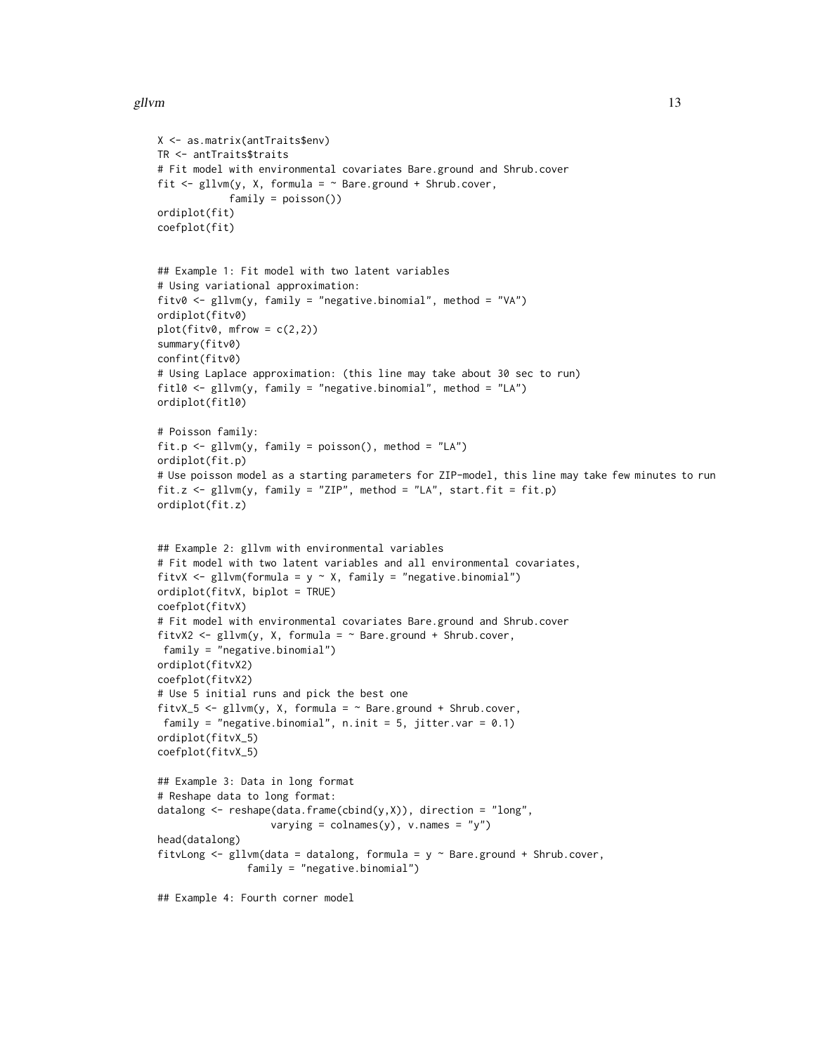```
X <- as.matrix(antTraits$env)
TR <- antTraits$traits
# Fit model with environmental covariates Bare.ground and Shrub.cover
fit <- gllvm(y, X, formula = ~ Bare.ground + Shrub.cover,
            family = poisson())
ordiplot(fit)
coefplot(fit)


## Example 1: Fit model with two latent variables
# Using variational approximation:
fitv0 <- gllvm(y, family = "negative.binomial", method = "VA")
ordiplot(fitv0)
plot(fitv0, mfrow = c(2,2))
summary(fitv0)
confint(fitv0)
# Using Laplace approximation: (this line may take about 30 sec to run)
fitl0 <- gllvm(y, family = "negative.binomial", method = "LA")
ordiplot(fitl0)

# Poisson family:
fit.p <- gllvm(y, family = poisson(), method = "LA")
ordiplot(fit.p)
# Use poisson model as a starting parameters for ZIP-model, this line may take few minutes to run
fit.z <- gllvm(y, family = "ZIP", method = "LA", start.fit = fit.p)
ordiplot(fit.z)


## Example 2: gllvm with environmental variables
# Fit model with two latent variables and all environmental covariates,
fitvX <- gllvm(formula = y ~ X, family = "negative.binomial")
ordiplot(fitvX, biplot = TRUE)
coefplot(fitvX)
# Fit model with environmental covariates Bare.ground and Shrub.cover
fitvX2 <- gllvm(y, X, formula = ~ Bare.ground + Shrub.cover,
 family = "negative.binomial")
ordiplot(fitvX2)
coefplot(fitvX2)
# Use 5 initial runs and pick the best one
fitvX_5 <- gllvm(y, X, formula = ~ Bare.ground + Shrub.cover,
 family = "negative.binomial", n.init = 5, jitter.var = 0.1)
ordiplot(fitvX_5)
coefplot(fitvX_5)

## Example 3: Data in long format
# Reshape data to long format:
datalong <- reshape(data.frame(cbind(y,X)), direction = "long",
                    varying = colnames(y), v.names = "y")
head(datalong)
fitvLong <- gllvm(data = datalong, formula = y ~ Bare.ground + Shrub.cover,
               family = "negative.binomial")

## Example 4: Fourth corner model
```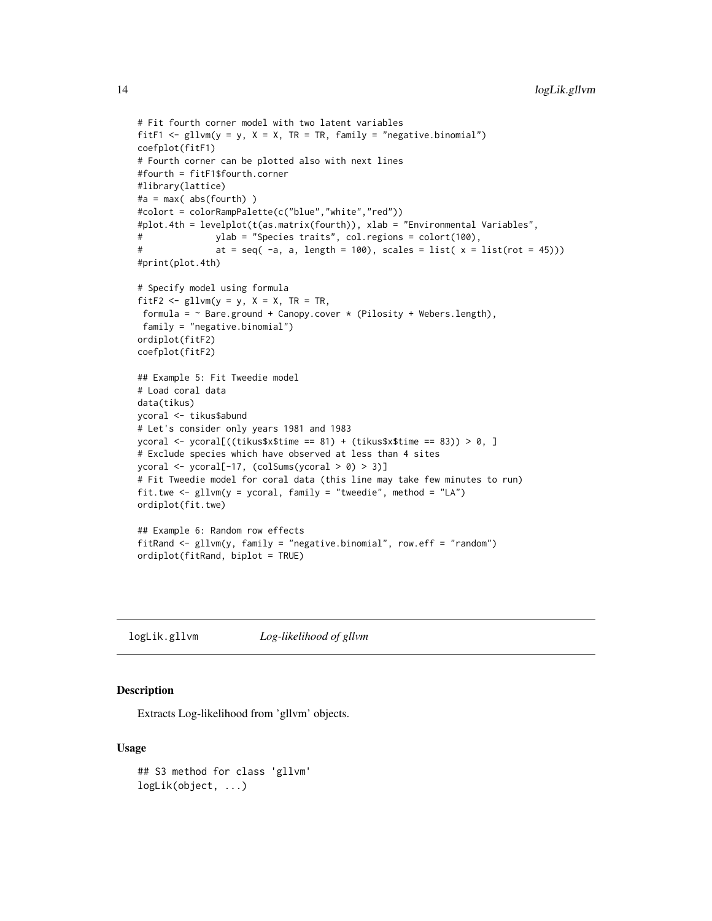```
# Fit fourth corner model with two latent variables
fitF1 <- gllvm(y = y, X = X, TR = TR, family = "negative.binomial")
coefplot(fitF1)
# Fourth corner can be plotted also with next lines
#fourth = fitF1$fourth.corner
#library(lattice)
#a = max( abs(fourth) )
#colort = colorRampPalette(c("blue","white","red"))
#plot.4th = levelplot(t(as.matrix(fourth)), xlab = "Environmental Variables",
#              ylab = "Species traits", col.regions = colort(100),
#              at = seq( -a, a, length = 100), scales = list( x = list(rot = 45)))
#print(plot.4th)

# Specify model using formula
fitF2 <- gllvm(y = y, X = X, TR = TR,
 formula = ~ Bare.ground + Canopy.cover * (Pilosity + Webers.length),
 family = "negative.binomial")
ordiplot(fitF2)
coefplot(fitF2)

## Example 5: Fit Tweedie model
# Load coral data
data(tikus)
ycoral <- tikus$abund
# Let's consider only years 1981 and 1983
ycoral <- ycoral[((tikus$x$time == 81) + (tikus$x$time == 83)) > 0, ]
# Exclude species which have observed at less than 4 sites
ycoral <- ycoral[-17, (colSums(ycoral > 0) > 3)]
# Fit Tweedie model for coral data (this line may take few minutes to run)
fit.twe <- gllvm(y = ycoral, family = "tweedie", method = "LA")
ordiplot(fit.twe)

## Example 6: Random row effects
fitRand <- gllvm(y, family = "negative.binomial", row.eff = "random")
ordiplot(fitRand, biplot = TRUE)
```

## logLik.gllvm — *Log-likelihood of gllvm*

### Description

Extracts Log-likelihood from 'gllvm' objects.

### Usage

```
## S3 method for class 'gllvm'
logLik(object, ...)
```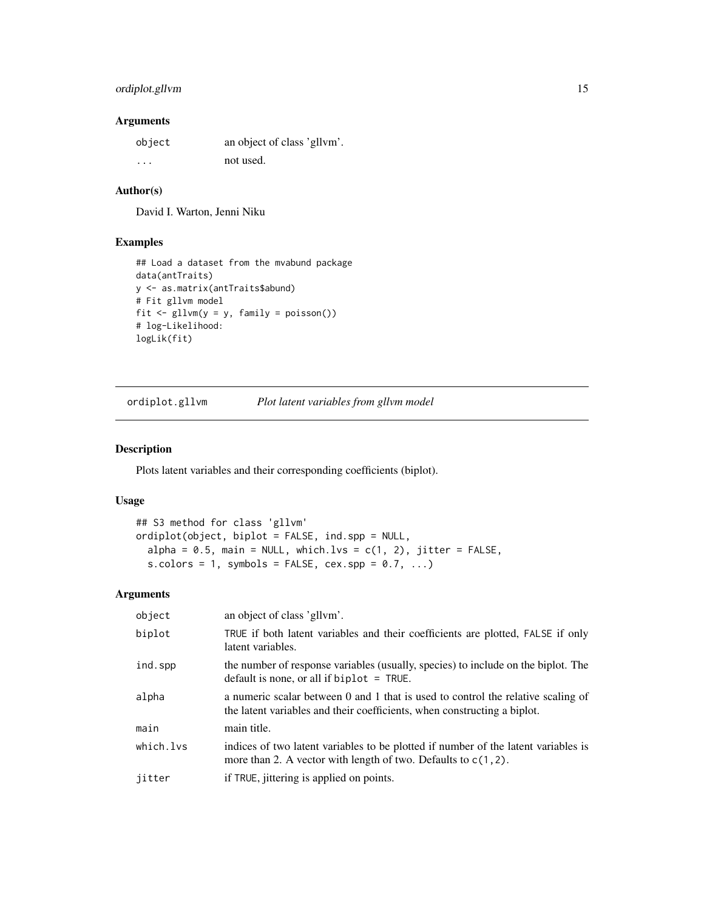## Arguments

| | |
|---|---|
| object | an object of class 'gllvm'. |
| ... | not used. |

## Author(s)

David I. Warton, Jenni Niku

## Examples

```
## Load a dataset from the mvabund package
data(antTraits)
y <- as.matrix(antTraits$abund)
# Fit gllvm model
fit <- gllvm(y = y, family = poisson())
# log-Likelihood:
logLik(fit)
```

---

# ordiplot.gllvm — *Plot latent variables from gllvm model*

---

## Description

Plots latent variables and their corresponding coefficients (biplot).

## Usage

```
## S3 method for class 'gllvm'
ordiplot(object, biplot = FALSE, ind.spp = NULL,
  alpha = 0.5, main = NULL, which.lvs = c(1, 2), jitter = FALSE,
  s.colors = 1, symbols = FALSE, cex.spp = 0.7, ...)
```

## Arguments

| | |
|---|---|
| object | an object of class 'gllvm'. |
| biplot | TRUE if both latent variables and their coefficients are plotted, FALSE if only latent variables. |
| ind.spp | the number of response variables (usually, species) to include on the biplot. The default is none, or all if biplot = TRUE. |
| alpha | a numeric scalar between 0 and 1 that is used to control the relative scaling of the latent variables and their coefficients, when constructing a biplot. |
| main | main title. |
| which.lvs | indices of two latent variables to be plotted if number of the latent variables is more than 2. A vector with length of two. Defaults to c(1,2). |
| jitter | if TRUE, jittering is applied on points. |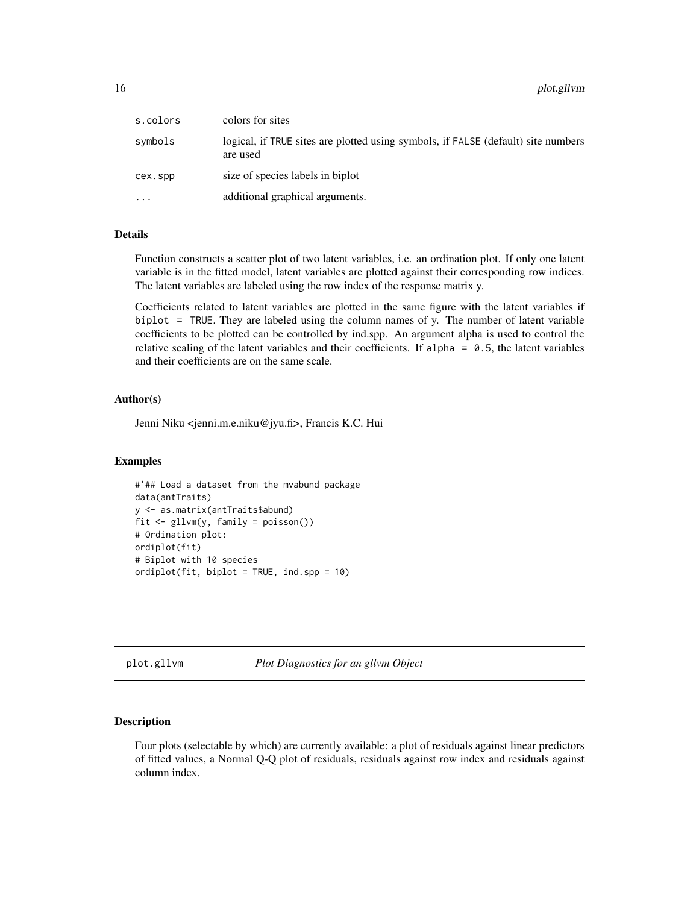| | |
|---|---|
| s.colors | colors for sites |
| symbols | logical, if TRUE sites are plotted using symbols, if FALSE (default) site numbers are used |
| cex.spp | size of species labels in biplot |
| ... | additional graphical arguments. |

### Details

Function constructs a scatter plot of two latent variables, i.e. an ordination plot. If only one latent variable is in the fitted model, latent variables are plotted against their corresponding row indices. The latent variables are labeled using the row index of the response matrix y.

Coefficients related to latent variables are plotted in the same figure with the latent variables if `biplot = TRUE`. They are labeled using the column names of y. The number of latent variable coefficients to be plotted can be controlled by ind.spp. An argument alpha is used to control the relative scaling of the latent variables and their coefficients. If `alpha = 0.5`, the latent variables and their coefficients are on the same scale.

### Author(s)

Jenni Niku <jenni.m.e.niku@jyu.fi>, Francis K.C. Hui

### Examples

```
#'## Load a dataset from the mvabund package
data(antTraits)
y <- as.matrix(antTraits$abund)
fit <- gllvm(y, family = poisson())
# Ordination plot:
ordiplot(fit)
# Biplot with 10 species
ordiplot(fit, biplot = TRUE, ind.spp = 10)
```

---

## plot.gllvm &nbsp;&nbsp;&nbsp;&nbsp; *Plot Diagnostics for an gllvm Object*

---

### Description

Four plots (selectable by which) are currently available: a plot of residuals against linear predictors of fitted values, a Normal Q-Q plot of residuals, residuals against row index and residuals against column index.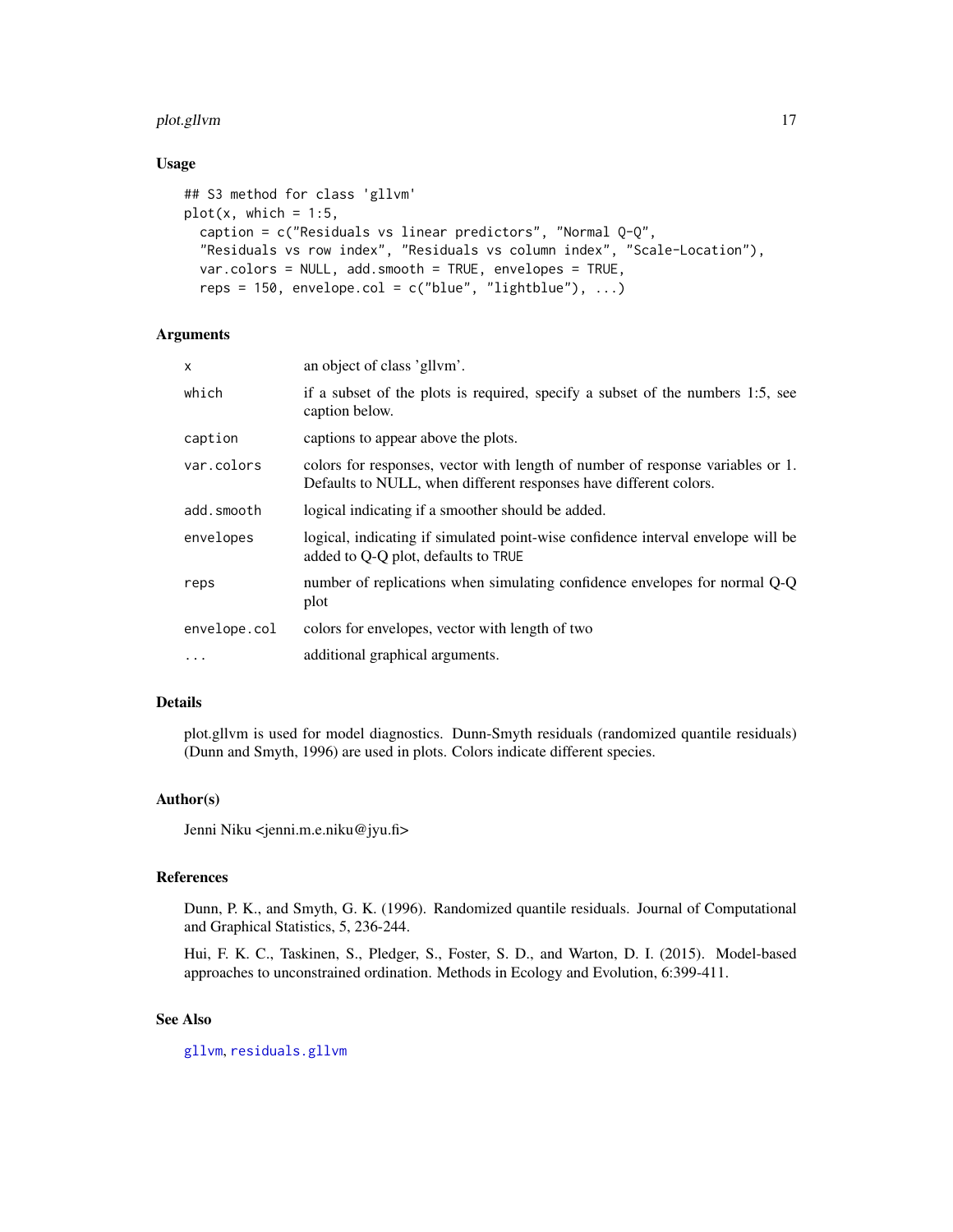## Usage

```
## S3 method for class 'gllvm'
plot(x, which = 1:5,
  caption = c("Residuals vs linear predictors", "Normal Q-Q",
  "Residuals vs row index", "Residuals vs column index", "Scale-Location"),
  var.colors = NULL, add.smooth = TRUE, envelopes = TRUE,
  reps = 150, envelope.col = c("blue", "lightblue"), ...)
```

## Arguments

| | |
|---|---|
| `x` | an object of class 'gllvm'. |
| `which` | if a subset of the plots is required, specify a subset of the numbers 1:5, see caption below. |
| `caption` | captions to appear above the plots. |
| `var.colors` | colors for responses, vector with length of number of response variables or 1. Defaults to NULL, when different responses have different colors. |
| `add.smooth` | logical indicating if a smoother should be added. |
| `envelopes` | logical, indicating if simulated point-wise confidence interval envelope will be added to Q-Q plot, defaults to `TRUE` |
| `reps` | number of replications when simulating confidence envelopes for normal Q-Q plot |
| `envelope.col` | colors for envelopes, vector with length of two |
| `...` | additional graphical arguments. |

## Details

plot.gllvm is used for model diagnostics. Dunn-Smyth residuals (randomized quantile residuals) (Dunn and Smyth, 1996) are used in plots. Colors indicate different species.

## Author(s)

Jenni Niku <jenni.m.e.niku@jyu.fi>

## References

Dunn, P. K., and Smyth, G. K. (1996). Randomized quantile residuals. Journal of Computational and Graphical Statistics, 5, 236-244.

Hui, F. K. C., Taskinen, S., Pledger, S., Foster, S. D., and Warton, D. I. (2015). Model-based approaches to unconstrained ordination. Methods in Ecology and Evolution, 6:399-411.

## See Also

`gllvm`, `residuals.gllvm`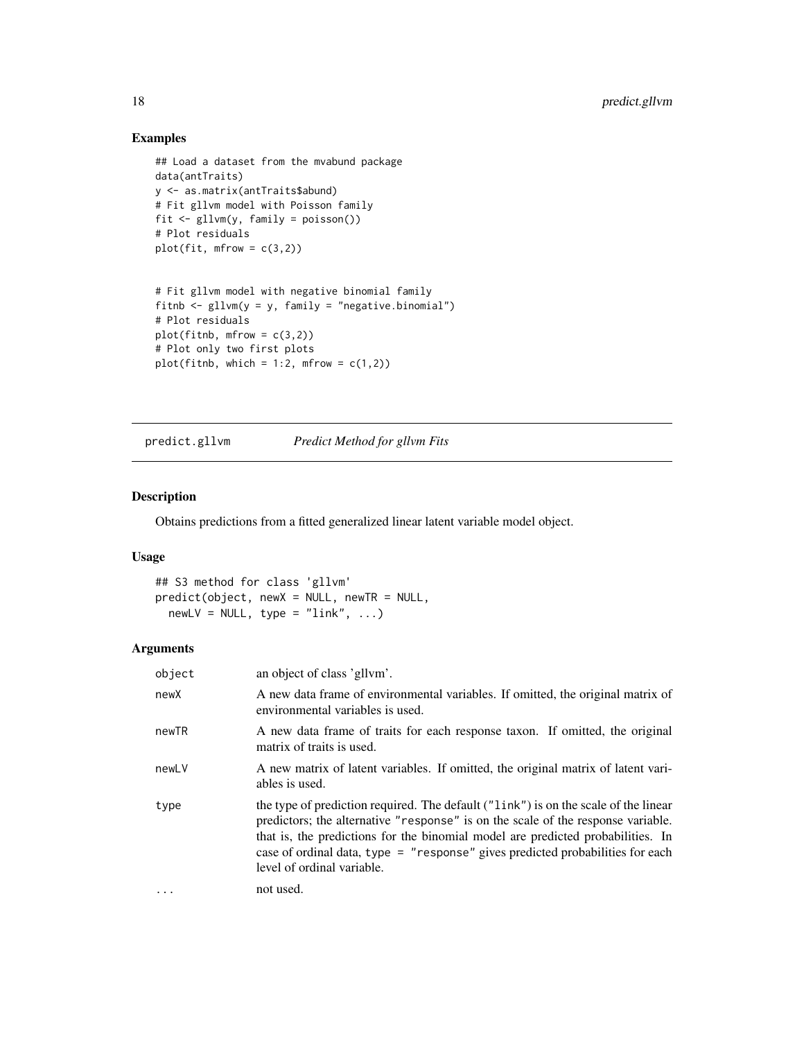## Examples

```
## Load a dataset from the mvabund package
data(antTraits)
y <- as.matrix(antTraits$abund)
# Fit gllvm model with Poisson family
fit <- gllvm(y, family = poisson())
# Plot residuals
plot(fit, mfrow = c(3,2))


# Fit gllvm model with negative binomial family
fitnb <- gllvm(y = y, family = "negative.binomial")
# Plot residuals
plot(fitnb, mfrow = c(3,2))
# Plot only two first plots
plot(fitnb, which = 1:2, mfrow = c(1,2))
```

---

# predict.gllvm — *Predict Method for gllvm Fits*

---

## Description

Obtains predictions from a fitted generalized linear latent variable model object.

## Usage

```
## S3 method for class 'gllvm'
predict(object, newX = NULL, newTR = NULL,
  newLV = NULL, type = "link", ...)
```

## Arguments

| | |
|---|---|
| `object` | an object of class 'gllvm'. |
| `newX` | A new data frame of environmental variables. If omitted, the original matrix of environmental variables is used. |
| `newTR` | A new data frame of traits for each response taxon. If omitted, the original matrix of traits is used. |
| `newLV` | A new matrix of latent variables. If omitted, the original matrix of latent variables is used. |
| `type` | the type of prediction required. The default (`"link"`) is on the scale of the linear predictors; the alternative `"response"` is on the scale of the response variable. that is, the predictions for the binomial model are predicted probabilities. In case of ordinal data, `type = "response"` gives predicted probabilities for each level of ordinal variable. |
| `...` | not used. |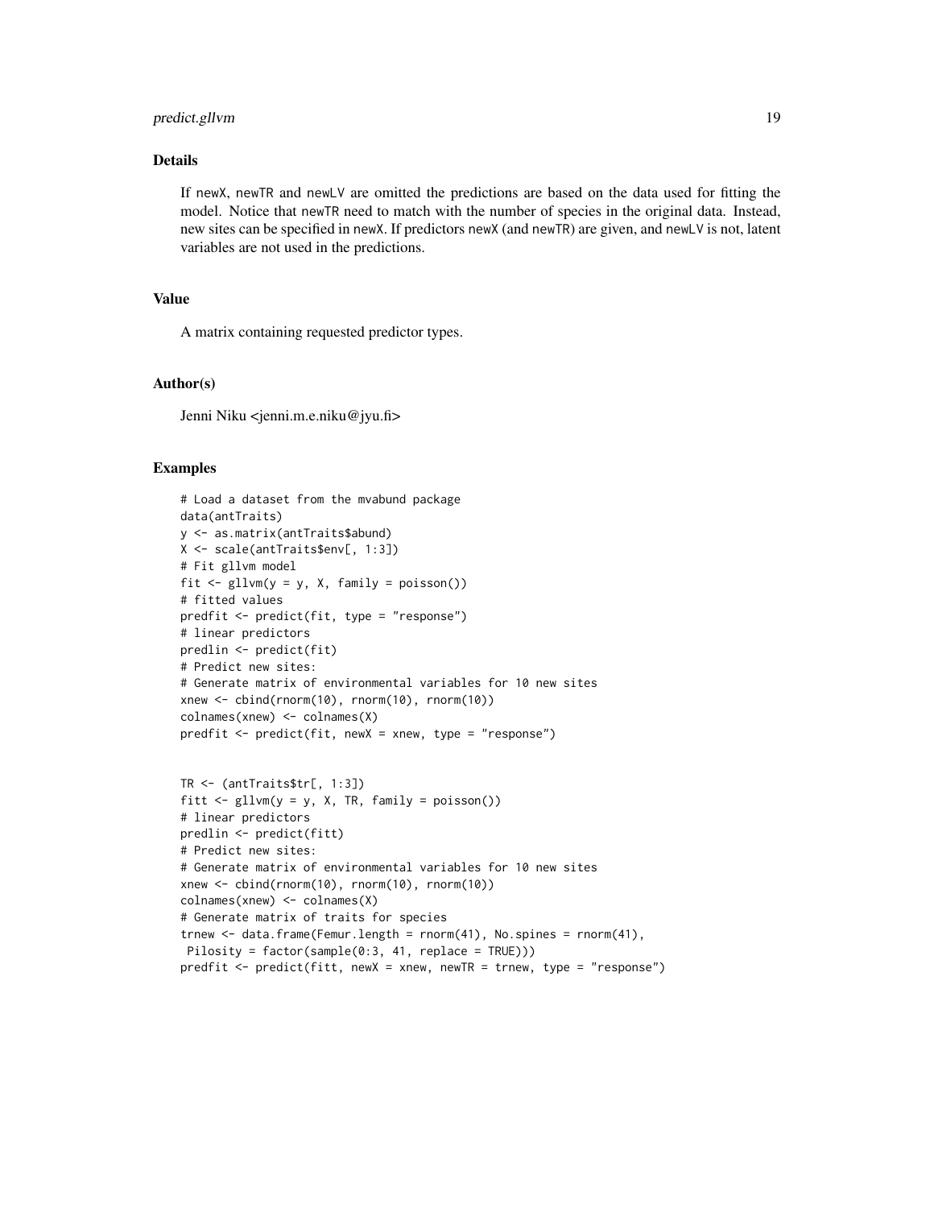## Details

If `newX`, `newTR` and `newLV` are omitted the predictions are based on the data used for fitting the model. Notice that `newTR` need to match with the number of species in the original data. Instead, new sites can be specified in `newX`. If predictors `newX` (and `newTR`) are given, and `newLV` is not, latent variables are not used in the predictions.

## Value

A matrix containing requested predictor types.

## Author(s)

Jenni Niku <jenni.m.e.niku@jyu.fi>

## Examples

```
# Load a dataset from the mvabund package
data(antTraits)
y <- as.matrix(antTraits$abund)
X <- scale(antTraits$env[, 1:3])
# Fit gllvm model
fit <- gllvm(y = y, X, family = poisson())
# fitted values
predfit <- predict(fit, type = "response")
# linear predictors
predlin <- predict(fit)
# Predict new sites:
# Generate matrix of environmental variables for 10 new sites
xnew <- cbind(rnorm(10), rnorm(10), rnorm(10))
colnames(xnew) <- colnames(X)
predfit <- predict(fit, newX = xnew, type = "response")


TR <- (antTraits$tr[, 1:3])
fitt <- gllvm(y = y, X, TR, family = poisson())
# linear predictors
predlin <- predict(fitt)
# Predict new sites:
# Generate matrix of environmental variables for 10 new sites
xnew <- cbind(rnorm(10), rnorm(10), rnorm(10))
colnames(xnew) <- colnames(X)
# Generate matrix of traits for species
trnew <- data.frame(Femur.length = rnorm(41), No.spines = rnorm(41),
 Pilosity = factor(sample(0:3, 41, replace = TRUE)))
predfit <- predict(fitt, newX = xnew, newTR = trnew, type = "response")
```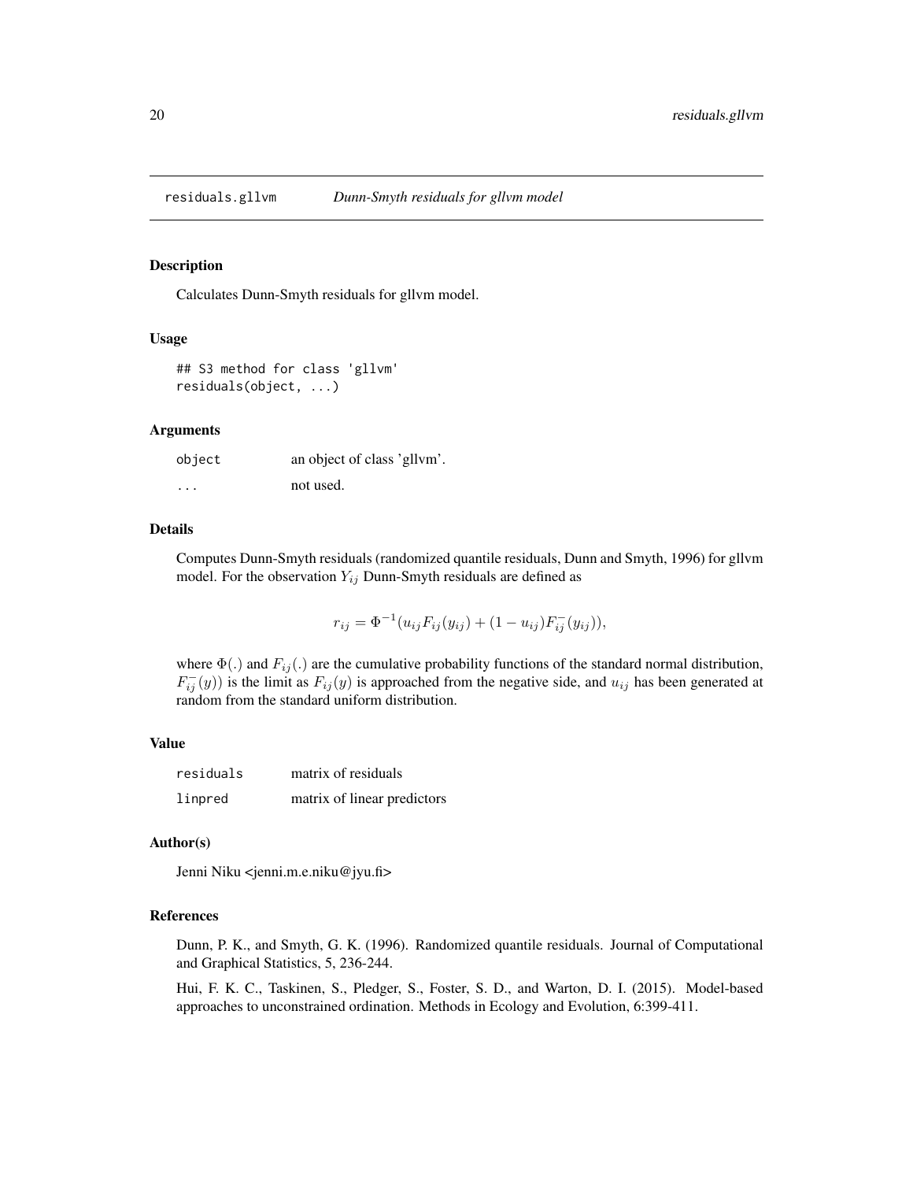# residuals.gllvm *Dunn-Smyth residuals for gllvm model*

## Description

Calculates Dunn-Smyth residuals for gllvm model.

## Usage

```
## S3 method for class 'gllvm'
residuals(object, ...)
```

## Arguments

| | |
|---|---|
| object | an object of class 'gllvm'. |
| ... | not used. |

## Details

Computes Dunn-Smyth residuals (randomized quantile residuals, Dunn and Smyth, 1996) for gllvm model. For the observation $Y_{ij}$ Dunn-Smyth residuals are defined as

$$r_{ij} = \Phi^{-1}(u_{ij}F_{ij}(y_{ij}) + (1 - u_{ij})F_{ij}^{-}(y_{ij})),$$

where $\Phi(.)$ and $F_{ij}(.)$ are the cumulative probability functions of the standard normal distribution, $F_{ij}^{-}(y))$ is the limit as $F_{ij}(y)$ is approached from the negative side, and $u_{ij}$ has been generated at random from the standard uniform distribution.

## Value

| | |
|---|---|
| residuals | matrix of residuals |
| linpred | matrix of linear predictors |

## Author(s)

Jenni Niku <jenni.m.e.niku@jyu.fi>

## References

Dunn, P. K., and Smyth, G. K. (1996). Randomized quantile residuals. Journal of Computational and Graphical Statistics, 5, 236-244.

Hui, F. K. C., Taskinen, S., Pledger, S., Foster, S. D., and Warton, D. I. (2015). Model-based approaches to unconstrained ordination. Methods in Ecology and Evolution, 6:399-411.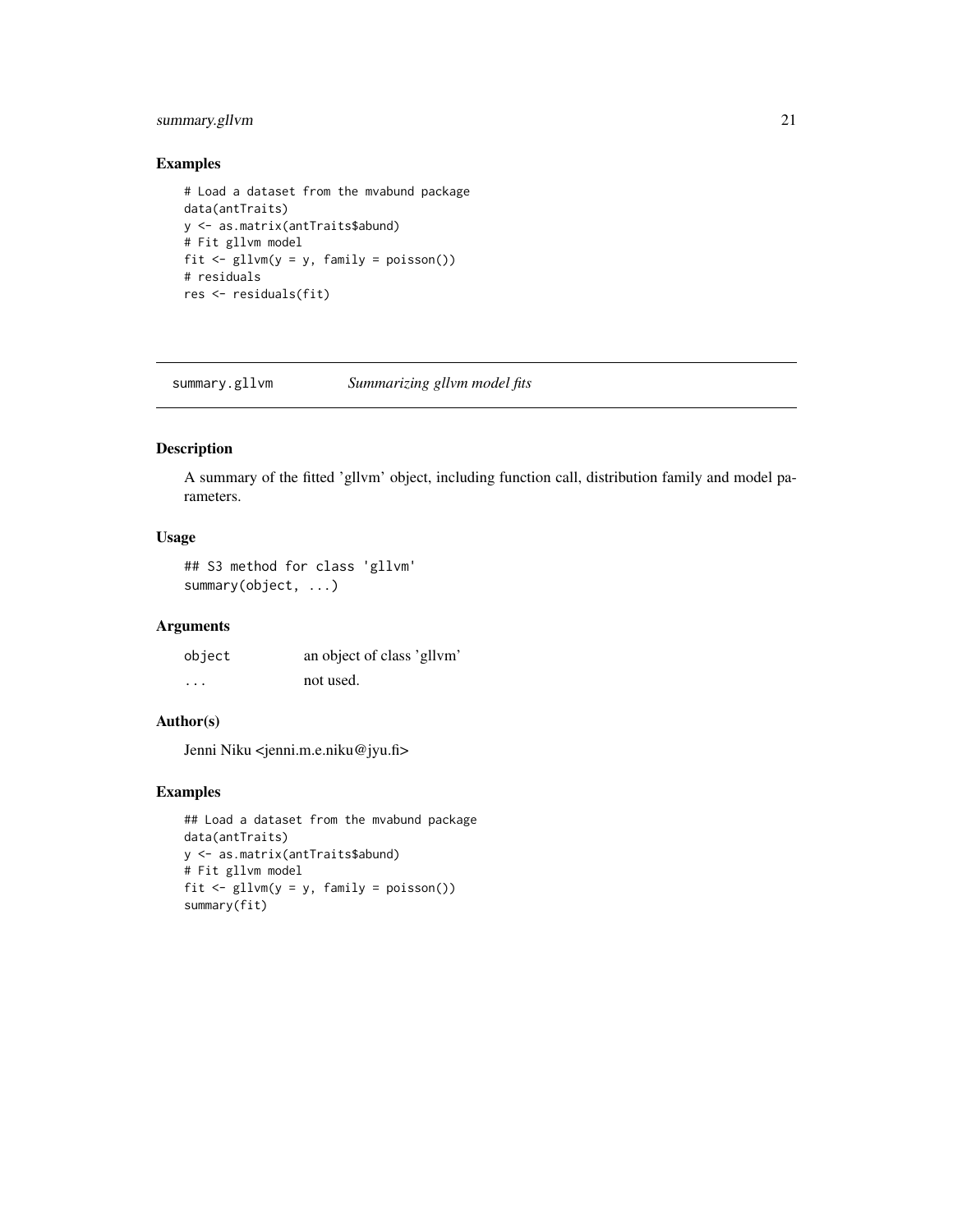### Examples

```
# Load a dataset from the mvabund package
data(antTraits)
y <- as.matrix(antTraits$abund)
# Fit gllvm model
fit <- gllvm(y = y, family = poisson())
# residuals
res <- residuals(fit)
```

---

## summary.gllvm *Summarizing gllvm model fits*

---

### Description

A summary of the fitted 'gllvm' object, including function call, distribution family and model parameters.

### Usage

```
## S3 method for class 'gllvm'
summary(object, ...)
```

### Arguments

| | |
|---|---|
| `object` | an object of class 'gllvm' |
| `...` | not used. |

### Author(s)

Jenni Niku <jenni.m.e.niku@jyu.fi>

### Examples

```
## Load a dataset from the mvabund package
data(antTraits)
y <- as.matrix(antTraits$abund)
# Fit gllvm model
fit <- gllvm(y = y, family = poisson())
summary(fit)
```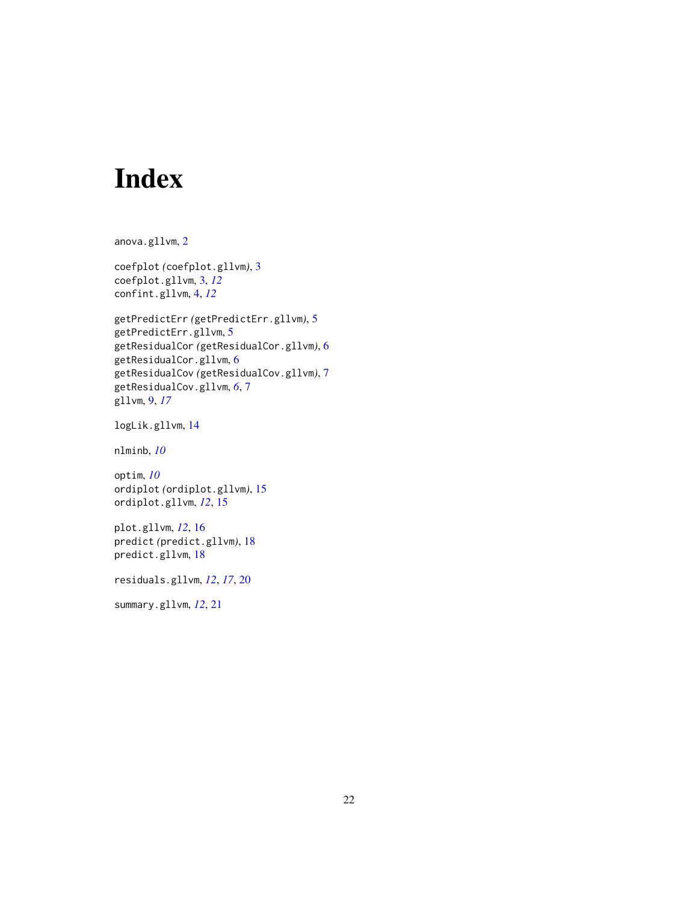# Index

anova.gllvm, 2

coefplot (coefplot.gllvm), 3
coefplot.gllvm, 3, *12*
confint.gllvm, 4, *12*

getPredictErr (getPredictErr.gllvm), 5
getPredictErr.gllvm, 5
getResidualCor (getResidualCor.gllvm), 6
getResidualCor.gllvm, 6
getResidualCov (getResidualCov.gllvm), 7
getResidualCov.gllvm, *6*, 7
gllvm, 9, *17*

logLik.gllvm, 14

nlminb, *10*

optim, *10*
ordiplot (ordiplot.gllvm), 15
ordiplot.gllvm, *12*, 15

plot.gllvm, *12*, 16
predict (predict.gllvm), 18
predict.gllvm, 18

residuals.gllvm, *12*, *17*, 20

summary.gllvm, *12*, 21